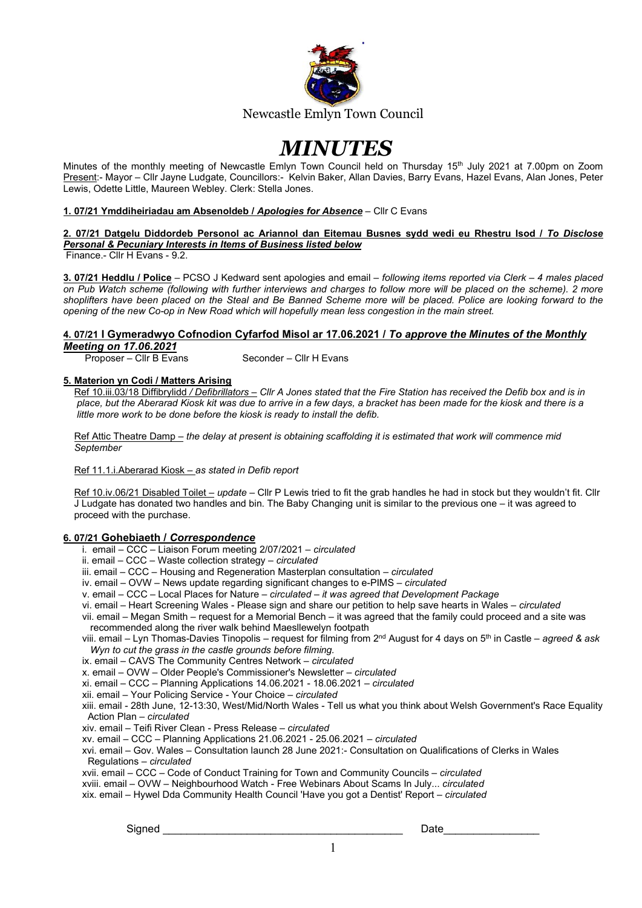Newcastle Emlyn Town Council

# *MINUTES*

Minutes of the monthly meeting of Newcastle Emlyn Town Council held on Thursday 15th July 2021 at 7.00pm on Zoom
Present:- Mayor – Cllr Jayne Ludgate, Councillors:- Kelvin Baker, Allan Davies, Barry Evans, Hazel Evans, Alan Jones, Peter Lewis, Odette Little, Maureen Webley. Clerk: Stella Jones.

**1. 07/21 Ymddiheiriadau am Absenoldeb / *Apologies for Absence*** – Cllr C Evans

**2. 07/21 Datgelu Diddordeb Personol ac Ariannol dan Eitemau Busnes sydd wedi eu Rhestru Isod / *To Disclose Personal & Pecuniary Interests in Items of Business listed below***
Finance.- Cllr H Evans - 9.2.

**3. 07/21 Heddlu / Police** – PCSO J Kedward sent apologies and email – *following items reported via Clerk – 4 males placed on Pub Watch scheme (following with further interviews and charges to follow more will be placed on the scheme). 2 more shoplifters have been placed on the Steal and Be Banned Scheme more will be placed. Police are looking forward to the opening of the new Co-op in New Road which will hopefully mean less congestion in the main street.*

**4. 07/21 I Gymeradwyo Cofnodion Cyfarfod Misol ar 17.06.2021 / *To approve the Minutes of the Monthly Meeting on 17.06.2021***
Proposer – Cllr B Evans Seconder – Cllr H Evans

**5. Materion yn Codi / Matters Arising**

Ref 10.iii.03/18 Diffibrylidd */ Defibrillators* – *Cllr A Jones stated that the Fire Station has received the Defib box and is in place, but the Aberarad Kiosk kit was due to arrive in a few days, a bracket has been made for the kiosk and there is a little more work to be done before the kiosk is ready to install the defib.*

Ref Attic Theatre Damp – *the delay at present is obtaining scaffolding it is estimated that work will commence mid September*

Ref 11.1.i.Aberarad Kiosk – *as stated in Defib report*

Ref 10.iv.06/21 Disabled Toilet – *update* – Cllr P Lewis tried to fit the grab handles he had in stock but they wouldn't fit. Cllr J Ludgate has donated two handles and bin. The Baby Changing unit is similar to the previous one – it was agreed to proceed with the purchase.

**6. 07/21 Gohebiaeth / *Correspondence***

i. email – CCC – Liaison Forum meeting 2/07/2021 – *circulated*
ii. email – CCC – Waste collection strategy – *circulated*
iii. email – CCC – Housing and Regeneration Masterplan consultation – *circulated*
iv. email – OVW – News update regarding significant changes to e-PIMS – *circulated*
v. email – CCC – Local Places for Nature – *circulated – it was agreed that Development Package*
vi. email – Heart Screening Wales - Please sign and share our petition to help save hearts in Wales – *circulated*
vii. email – Megan Smith – request for a Memorial Bench – it was agreed that the family could proceed and a site was recommended along the river walk behind Maesllewelyn footpath
viii. email – Lyn Thomas-Davies Tinopolis – request for filming from 2nd August for 4 days on 5th in Castle – *agreed & ask Wyn to cut the grass in the castle grounds before filming.*
ix. email – CAVS The Community Centres Network – *circulated*
x. email – OVW – Older People's Commissioner's Newsletter – *circulated*
xi. email – CCC – Planning Applications 14.06.2021 - 18.06.2021 – *circulated*
xii. email – Your Policing Service - Your Choice – *circulated*
xiii. email - 28th June, 12-13:30, West/Mid/North Wales - Tell us what you think about Welsh Government's Race Equality Action Plan – *circulated*
xiv. email – Teifi River Clean - Press Release – *circulated*
xv. email – CCC – Planning Applications 21.06.2021 - 25.06.2021 – *circulated*
xvi. email – Gov. Wales – Consultation launch 28 June 2021:- Consultation on Qualifications of Clerks in Wales Regulations – *circulated*
xvii. email – CCC – Code of Conduct Training for Town and Community Councils – *circulated*
xviii. email – OVW – Neighbourhood Watch - Free Webinars About Scams In July... *circulated*
xix. email – Hywel Dda Community Health Council 'Have you got a Dentist' Report – *circulated*

Signed ________________________________________ Date________________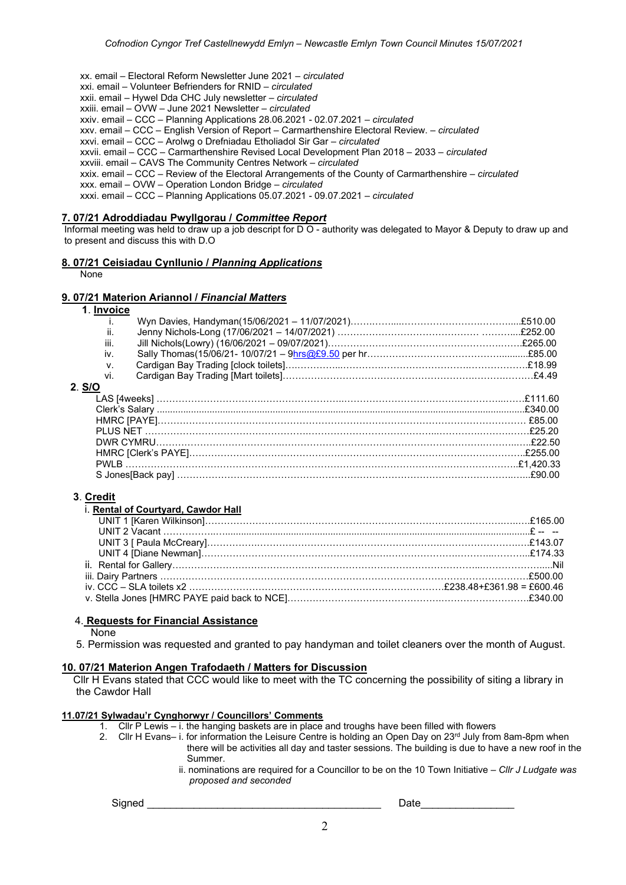xx. email – Electoral Reform Newsletter June 2021 – *circulated*
xxi. email – Volunteer Befrienders for RNID – *circulated*
xxii. email – Hywel Dda CHC July newsletter – *circulated*
xxiii. email – OVW – June 2021 Newsletter – *circulated*
xxiv. email – CCC – Planning Applications 28.06.2021 - 02.07.2021 – *circulated*
xxv. email – CCC – English Version of Report – Carmarthenshire Electoral Review. – *circulated*
xxvi. email – CCC – Arolwg o Drefniadau Etholiadol Sir Gar – *circulated*
xxvii. email – CCC – Carmarthenshire Revised Local Development Plan 2018 – 2033 – *circulated*
xxviii. email – CAVS The Community Centres Network – *circulated*
xxix. email – CCC – Review of the Electoral Arrangements of the County of Carmarthenshire – *circulated*
xxx. email – OVW – Operation London Bridge – *circulated*
xxxi. email – CCC – Planning Applications 05.07.2021 - 09.07.2021 – *circulated*

## 7. 07/21 Adroddiadau Pwyllgorau / *Committee Report*

Informal meeting was held to draw up a job descript for D O - authority was delegated to Mayor & Deputy to draw up and to present and discuss this with D.O

## 8. 07/21 Ceisiadau Cynllunio / *Planning Applications*

None

## 9. 07/21 Materion Ariannol / *Financial Matters*

**1. Invoice**

i. Wyn Davies, Handyman(15/06/2021 – 11/07/2021)……………………………………….£510.00
ii. Jenny Nichols-Long (17/06/2021 – 14/07/2021) ………………………………………….£252.00
iii. Jill Nichols(Lowry) (16/06/2021 – 09/07/2021)…………………………………………….£265.00
iv. Sally Thomas(15/06/21- 10/07/21 – 9hrs@£9.50 per hr……………………………………….£85.00
v. Cardigan Bay Trading [clock toilets]…………………………………………………………£18.99
vi. Cardigan Bay Trading [Mart toilets]……………………………………………………………£4.49

**2. S/O**

LAS [4weeks] …………………………………………………………………………………£111.60
Clerk's Salary ……………………………………………………………………………………£340.00
HMRC [PAYE]……………………………………………………………………………………£85.00
PLUS NET ………………………………………………………………………………………£25.20
DWR CYMRU……………………………………………………………………………………£22.50
HMRC [Clerk's PAYE]……………………………………………………………………………£255.00
PWLB ……………………………………………………………………………………………£1,420.33
S Jones[Back pay] ………………………………………………………………………………£90.00

**3. Credit**

**i. Rental of Courtyard, Cawdor Hall**

UNIT 1 [Karen Wilkinson]………………………………………………………………………£165.00
UNIT 2 Vacant ……………………………………………………………………………………£ -- --
UNIT 3 [ Paula McCreary]………………………………………………………………………£143.07
UNIT 4 [Diane Newman]…………………………………………………………………………£174.33
ii. Rental for Gallery…………………………………………………………………………………Nil
iii. Dairy Partners …………………………………………………………………………………£500.00
iv. CCC – SLA toilets x2 …………………………………………………£238.48+£361.98 = £600.46
v. Stella Jones [HMRC PAYE paid back to NCE]…………………………………………………£340.00

**4. Requests for Financial Assistance**

None

5. Permission was requested and granted to pay handyman and toilet cleaners over the month of August.

## 10. 07/21 Materion Angen Trafodaeth / Matters for Discussion

Cllr H Evans stated that CCC would like to meet with the TC concerning the possibility of siting a library in the Cawdor Hall

## 11.07/21 Sylwadau'r Cynghorwyr / Councillors' Comments

1. Cllr P Lewis – i. the hanging baskets are in place and troughs have been filled with flowers
2. Cllr H Evans– i. for information the Leisure Centre is holding an Open Day on 23rd July from 8am-8pm when there will be activities all day and taster sessions. The building is due to have a new roof in the Summer.
   ii. nominations are required for a Councillor to be on the 10 Town Initiative – *Cllr J Ludgate was proposed and seconded*

Signed ________________________________________ Date________________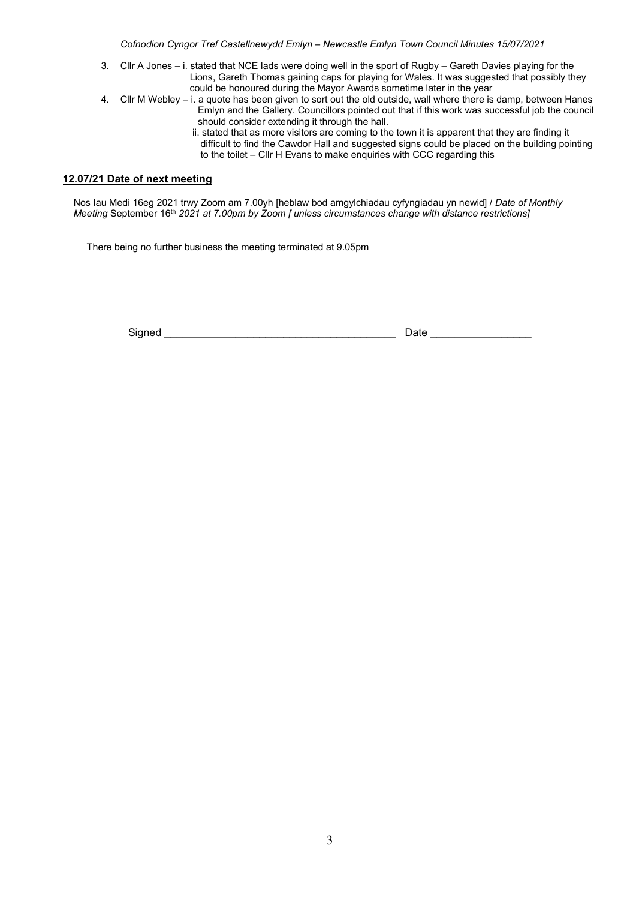3. Cllr A Jones – i. stated that NCE lads were doing well in the sport of Rugby – Gareth Davies playing for the Lions, Gareth Thomas gaining caps for playing for Wales. It was suggested that possibly they could be honoured during the Mayor Awards sometime later in the year
4. Cllr M Webley – i. a quote has been given to sort out the old outside, wall where there is damp, between Hanes Emlyn and the Gallery. Councillors pointed out that if this work was successful job the council should consider extending it through the hall.
   ii. stated that as more visitors are coming to the town it is apparent that they are finding it difficult to find the Cawdor Hall and suggested signs could be placed on the building pointing to the toilet – Cllr H Evans to make enquiries with CCC regarding this

## 12.07/21 Date of next meeting

Nos Iau Medi 16eg 2021 trwy Zoom am 7.00yh [heblaw bod amgylchiadau cyfyngiadau yn newid] / *Date of Monthly Meeting* September 16th *2021 at 7.00pm by Zoom [ unless circumstances change with distance restrictions]*

There being no further business the meeting terminated at 9.05pm

Signed ________________________________________ Date _________________